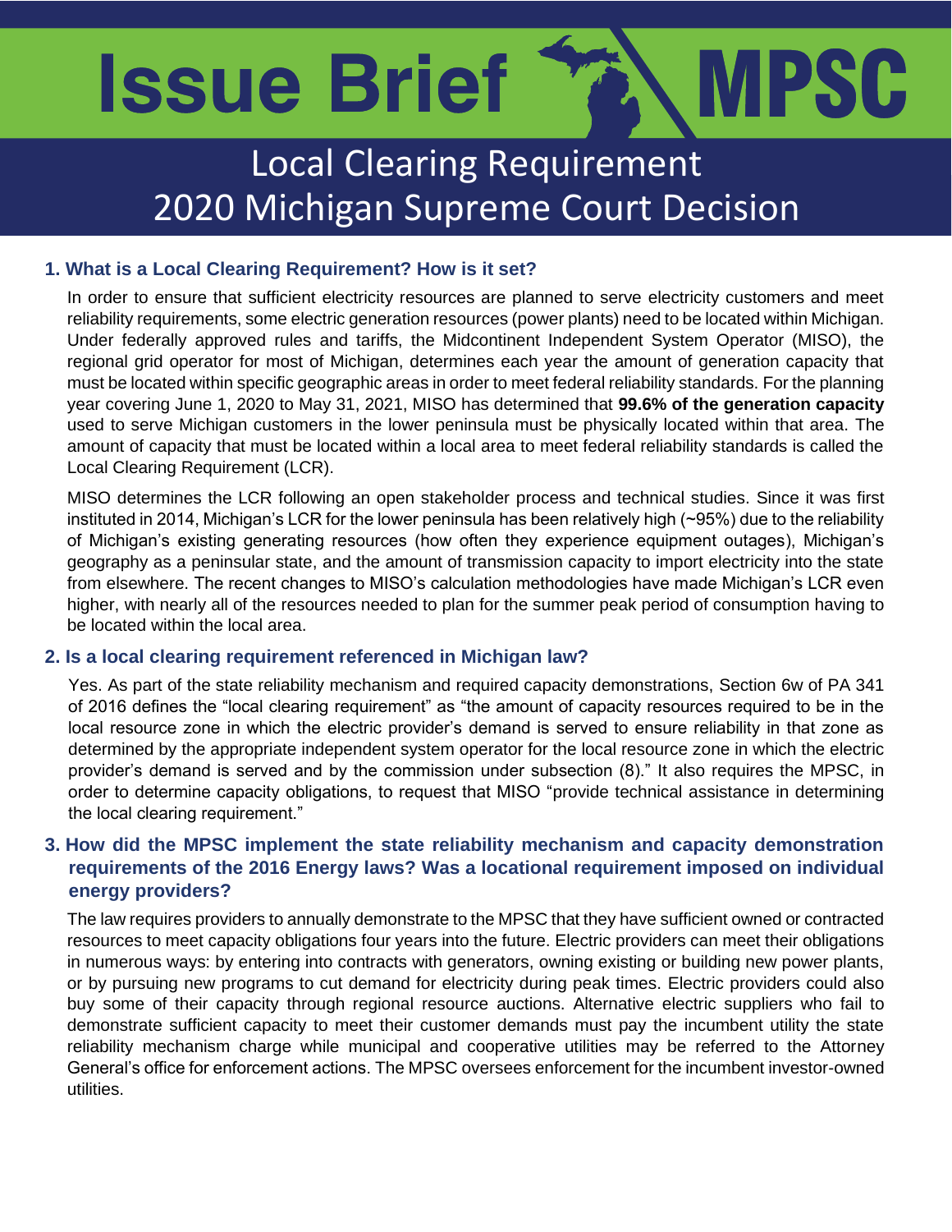# Issue Brief MPSC

## Local Clearing Requirement 2020 Michigan Supreme Court Decision

### 1. What is a Local Clearing Requirement? How is it set?

In order to ensure that sufficient electricity resources are planned to serve electricity customers and meet reliability requirements, some electric generation resources (power plants) need to be located within Michigan. Under federally approved rules and tariffs, the Midcontinent Independent System Operator (MISO), the regional grid operator for most of Michigan, determines each year the amount of generation capacity that must be located within specific geographic areas in order to meet federal reliability standards. For the planning year covering June 1, 2020 to May 31, 2021, MISO has determined that **99.6% of the generation capacity** used to serve Michigan customers in the lower peninsula must be physically located within that area. The amount of capacity that must be located within a local area to meet federal reliability standards is called the Local Clearing Requirement (LCR).

MISO determines the LCR following an open stakeholder process and technical studies. Since it was first instituted in 2014, Michigan's LCR for the lower peninsula has been relatively high (~95%) due to the reliability of Michigan's existing generating resources (how often they experience equipment outages), Michigan's geography as a peninsular state, and the amount of transmission capacity to import electricity into the state from elsewhere. The recent changes to MISO's calculation methodologies have made Michigan's LCR even higher, with nearly all of the resources needed to plan for the summer peak period of consumption having to be located within the local area.

### 2. Is a local clearing requirement referenced in Michigan law?

Yes. As part of the state reliability mechanism and required capacity demonstrations, Section 6w of PA 341 of 2016 defines the "local clearing requirement" as "the amount of capacity resources required to be in the local resource zone in which the electric provider's demand is served to ensure reliability in that zone as determined by the appropriate independent system operator for the local resource zone in which the electric provider's demand is served and by the commission under subsection (8)." It also requires the MPSC, in order to determine capacity obligations, to request that MISO "provide technical assistance in determining the local clearing requirement."

### 3. How did the MPSC implement the state reliability mechanism and capacity demonstration requirements of the 2016 Energy laws? Was a locational requirement imposed on individual energy providers?

The law requires providers to annually demonstrate to the MPSC that they have sufficient owned or contracted resources to meet capacity obligations four years into the future. Electric providers can meet their obligations in numerous ways: by entering into contracts with generators, owning existing or building new power plants, or by pursuing new programs to cut demand for electricity during peak times. Electric providers could also buy some of their capacity through regional resource auctions. Alternative electric suppliers who fail to demonstrate sufficient capacity to meet their customer demands must pay the incumbent utility the state reliability mechanism charge while municipal and cooperative utilities may be referred to the Attorney General's office for enforcement actions. The MPSC oversees enforcement for the incumbent investor-owned utilities.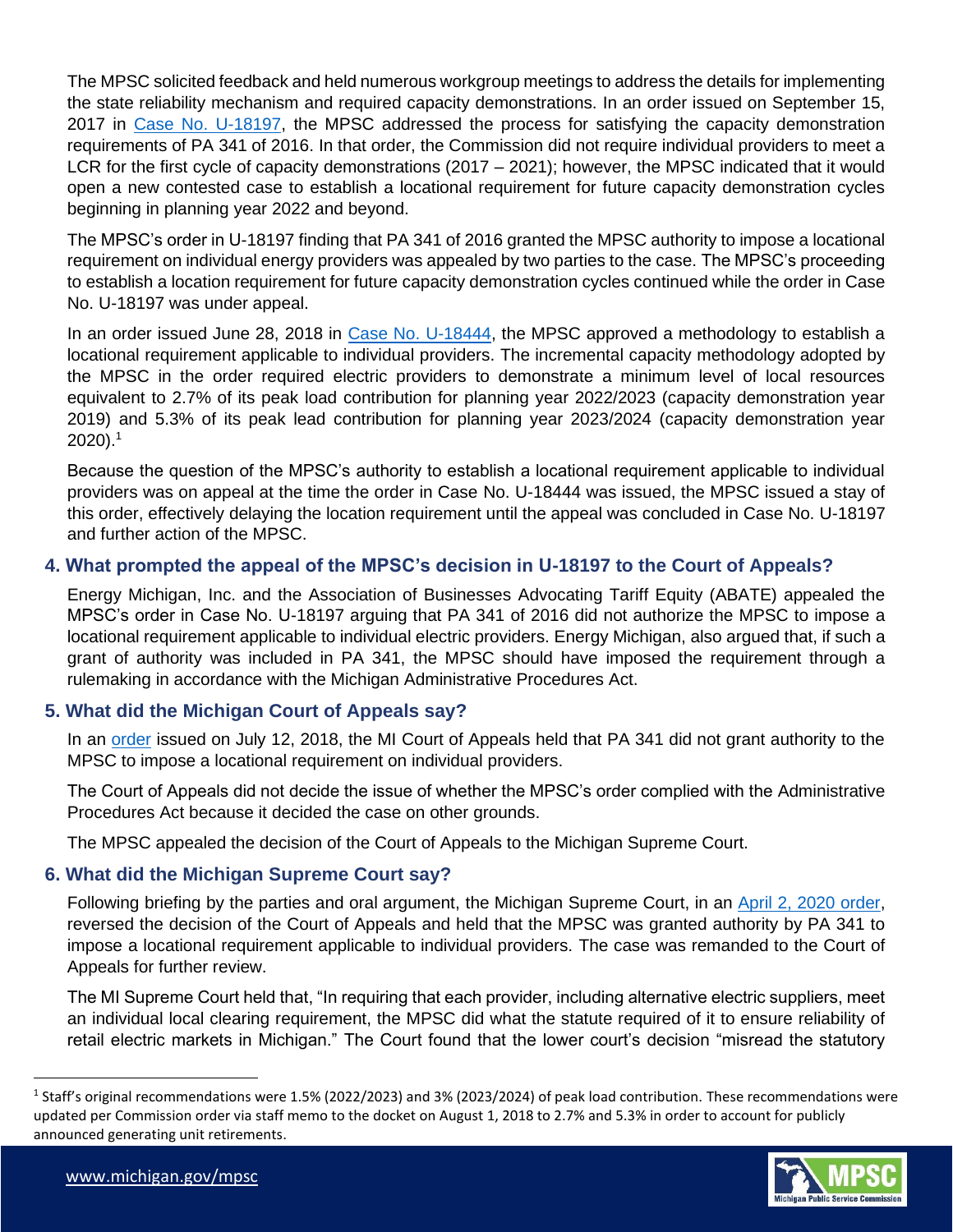The MPSC solicited feedback and held numerous workgroup meetings to address the details for implementing the state reliability mechanism and required capacity demonstrations. In an order issued on September 15, 2017 in Case No. U-18197, the MPSC addressed the process for satisfying the capacity demonstration requirements of PA 341 of 2016. In that order, the Commission did not require individual providers to meet a LCR for the first cycle of capacity demonstrations (2017 – 2021); however, the MPSC indicated that it would open a new contested case to establish a locational requirement for future capacity demonstration cycles beginning in planning year 2022 and beyond.

The MPSC's order in U-18197 finding that PA 341 of 2016 granted the MPSC authority to impose a locational requirement on individual energy providers was appealed by two parties to the case. The MPSC's proceeding to establish a location requirement for future capacity demonstration cycles continued while the order in Case No. U-18197 was under appeal.

In an order issued June 28, 2018 in Case No. U-18444, the MPSC approved a methodology to establish a locational requirement applicable to individual providers. The incremental capacity methodology adopted by the MPSC in the order required electric providers to demonstrate a minimum level of local resources equivalent to 2.7% of its peak load contribution for planning year 2022/2023 (capacity demonstration year 2019) and 5.3% of its peak lead contribution for planning year 2023/2024 (capacity demonstration year 2020).[1]

Because the question of the MPSC's authority to establish a locational requirement applicable to individual providers was on appeal at the time the order in Case No. U-18444 was issued, the MPSC issued a stay of this order, effectively delaying the location requirement until the appeal was concluded in Case No. U-18197 and further action of the MPSC.

### 4. What prompted the appeal of the MPSC's decision in U-18197 to the Court of Appeals?

Energy Michigan, Inc. and the Association of Businesses Advocating Tariff Equity (ABATE) appealed the MPSC's order in Case No. U-18197 arguing that PA 341 of 2016 did not authorize the MPSC to impose a locational requirement applicable to individual electric providers. Energy Michigan, also argued that, if such a grant of authority was included in PA 341, the MPSC should have imposed the requirement through a rulemaking in accordance with the Michigan Administrative Procedures Act.

### 5. What did the Michigan Court of Appeals say?

In an order issued on July 12, 2018, the MI Court of Appeals held that PA 341 did not grant authority to the MPSC to impose a locational requirement on individual providers.

The Court of Appeals did not decide the issue of whether the MPSC's order complied with the Administrative Procedures Act because it decided the case on other grounds.

The MPSC appealed the decision of the Court of Appeals to the Michigan Supreme Court.

### 6. What did the Michigan Supreme Court say?

Following briefing by the parties and oral argument, the Michigan Supreme Court, in an April 2, 2020 order, reversed the decision of the Court of Appeals and held that the MPSC was granted authority by PA 341 to impose a locational requirement applicable to individual providers. The case was remanded to the Court of Appeals for further review.

The MI Supreme Court held that, "In requiring that each provider, including alternative electric suppliers, meet an individual local clearing requirement, the MPSC did what the statute required of it to ensure reliability of retail electric markets in Michigan." The Court found that the lower court's decision "misread the statutory

[1] Staff's original recommendations were 1.5% (2022/2023) and 3% (2023/2024) of peak load contribution. These recommendations were updated per Commission order via staff memo to the docket on August 1, 2018 to 2.7% and 5.3% in order to account for publicly announced generating unit retirements.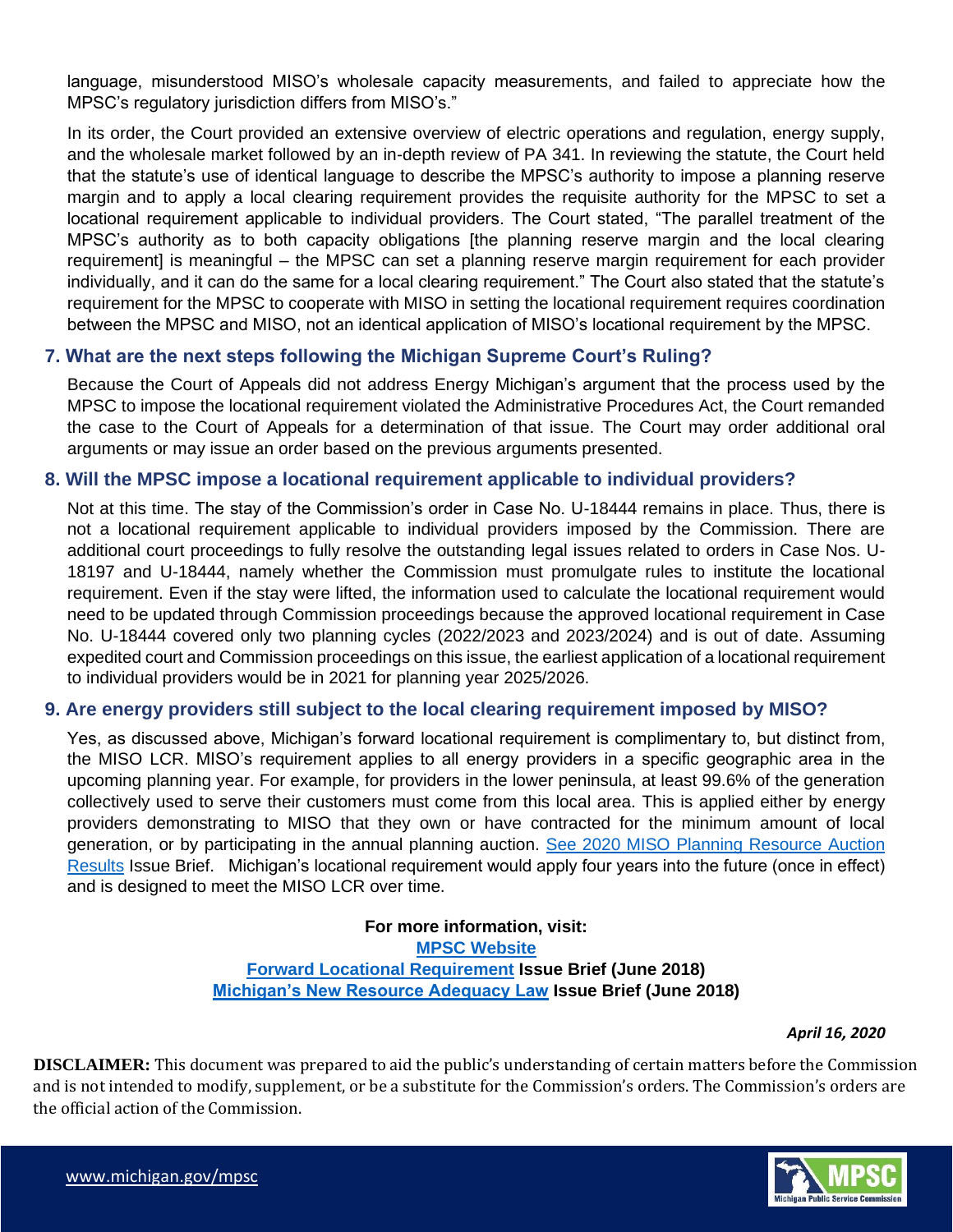language, misunderstood MISO's wholesale capacity measurements, and failed to appreciate how the MPSC's regulatory jurisdiction differs from MISO's."

In its order, the Court provided an extensive overview of electric operations and regulation, energy supply, and the wholesale market followed by an in-depth review of PA 341. In reviewing the statute, the Court held that the statute's use of identical language to describe the MPSC's authority to impose a planning reserve margin and to apply a local clearing requirement provides the requisite authority for the MPSC to set a locational requirement applicable to individual providers. The Court stated, "The parallel treatment of the MPSC's authority as to both capacity obligations [the planning reserve margin and the local clearing requirement] is meaningful – the MPSC can set a planning reserve margin requirement for each provider individually, and it can do the same for a local clearing requirement." The Court also stated that the statute's requirement for the MPSC to cooperate with MISO in setting the locational requirement requires coordination between the MPSC and MISO, not an identical application of MISO's locational requirement by the MPSC.

## 7. What are the next steps following the Michigan Supreme Court's Ruling?

Because the Court of Appeals did not address Energy Michigan's argument that the process used by the MPSC to impose the locational requirement violated the Administrative Procedures Act, the Court remanded the case to the Court of Appeals for a determination of that issue. The Court may order additional oral arguments or may issue an order based on the previous arguments presented.

## 8. Will the MPSC impose a locational requirement applicable to individual providers?

Not at this time. The stay of the Commission's order in Case No. U-18444 remains in place. Thus, there is not a locational requirement applicable to individual providers imposed by the Commission. There are additional court proceedings to fully resolve the outstanding legal issues related to orders in Case Nos. U-18197 and U-18444, namely whether the Commission must promulgate rules to institute the locational requirement. Even if the stay were lifted, the information used to calculate the locational requirement would need to be updated through Commission proceedings because the approved locational requirement in Case No. U-18444 covered only two planning cycles (2022/2023 and 2023/2024) and is out of date. Assuming expedited court and Commission proceedings on this issue, the earliest application of a locational requirement to individual providers would be in 2021 for planning year 2025/2026.

## 9. Are energy providers still subject to the local clearing requirement imposed by MISO?

Yes, as discussed above, Michigan's forward locational requirement is complimentary to, but distinct from, the MISO LCR. MISO's requirement applies to all energy providers in a specific geographic area in the upcoming planning year. For example, for providers in the lower peninsula, at least 99.6% of the generation collectively used to serve their customers must come from this local area. This is applied either by energy providers demonstrating to MISO that they own or have contracted for the minimum amount of local generation, or by participating in the annual planning auction. [See 2020 MISO Planning Resource Auction Results] Issue Brief. Michigan's locational requirement would apply four years into the future (once in effect) and is designed to meet the MISO LCR over time.

**For more information, visit:**
**[MPSC Website]**
**[Forward Locational Requirement] Issue Brief (June 2018)**
**[Michigan's New Resource Adequacy Law] Issue Brief (June 2018)**

***April 16, 2020***

**DISCLAIMER:** This document was prepared to aid the public's understanding of certain matters before the Commission and is not intended to modify, supplement, or be a substitute for the Commission's orders. The Commission's orders are the official action of the Commission.